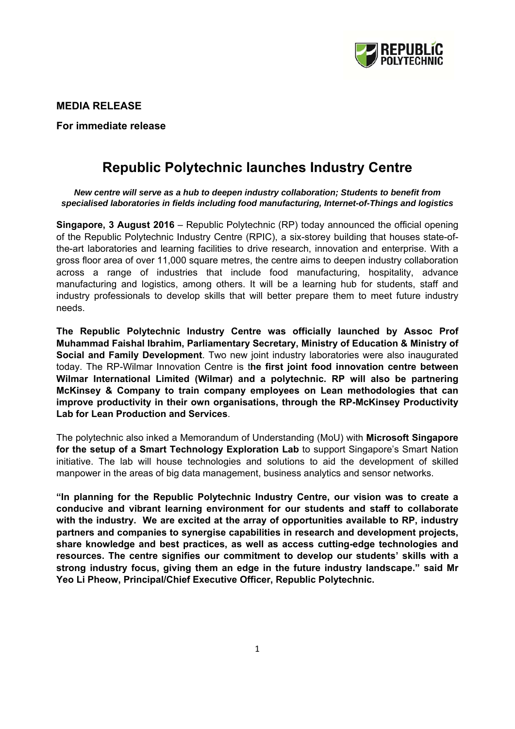**MEDIA RELEASE**

**For immediate release**

# Republic Polytechnic launches Industry Centre

***New centre will serve as a hub to deepen industry collaboration; Students to benefit from specialised laboratories in fields including food manufacturing, Internet-of-Things and logistics***

**Singapore, 3 August 2016** – Republic Polytechnic (RP) today announced the official opening of the Republic Polytechnic Industry Centre (RPIC), a six-storey building that houses state-of-the-art laboratories and learning facilities to drive research, innovation and enterprise. With a gross floor area of over 11,000 square metres, the centre aims to deepen industry collaboration across a range of industries that include food manufacturing, hospitality, advance manufacturing and logistics, among others. It will be a learning hub for students, staff and industry professionals to develop skills that will better prepare them to meet future industry needs.

**The Republic Polytechnic Industry Centre was officially launched by Assoc Prof Muhammad Faishal Ibrahim, Parliamentary Secretary, Ministry of Education & Ministry of Social and Family Development**. Two new joint industry laboratories were also inaugurated today. The RP-Wilmar Innovation Centre is t**he first joint food innovation centre between Wilmar International Limited (Wilmar) and a polytechnic. RP will also be partnering McKinsey & Company to train company employees on Lean methodologies that can improve productivity in their own organisations, through the RP-McKinsey Productivity Lab for Lean Production and Services**.

The polytechnic also inked a Memorandum of Understanding (MoU) with **Microsoft Singapore for the setup of a Smart Technology Exploration Lab** to support Singapore's Smart Nation initiative. The lab will house technologies and solutions to aid the development of skilled manpower in the areas of big data management, business analytics and sensor networks.

**"In planning for the Republic Polytechnic Industry Centre, our vision was to create a conducive and vibrant learning environment for our students and staff to collaborate with the industry. We are excited at the array of opportunities available to RP, industry partners and companies to synergise capabilities in research and development projects, share knowledge and best practices, as well as access cutting-edge technologies and resources. The centre signifies our commitment to develop our students' skills with a strong industry focus, giving them an edge in the future industry landscape." said Mr Yeo Li Pheow, Principal/Chief Executive Officer, Republic Polytechnic.**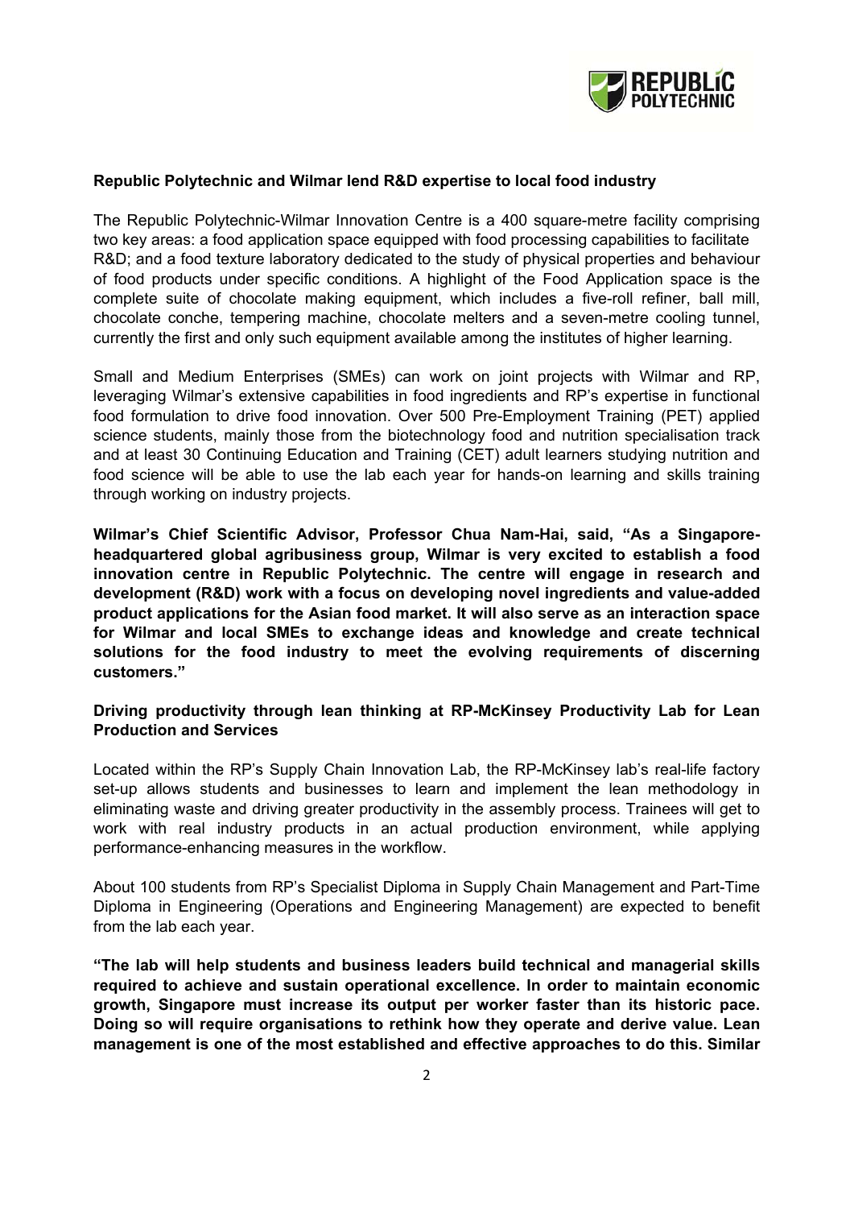**Republic Polytechnic and Wilmar lend R&D expertise to local food industry**

The Republic Polytechnic-Wilmar Innovation Centre is a 400 square-metre facility comprising two key areas: a food application space equipped with food processing capabilities to facilitate R&D; and a food texture laboratory dedicated to the study of physical properties and behaviour of food products under specific conditions. A highlight of the Food Application space is the complete suite of chocolate making equipment, which includes a five-roll refiner, ball mill, chocolate conche, tempering machine, chocolate melters and a seven-metre cooling tunnel, currently the first and only such equipment available among the institutes of higher learning.

Small and Medium Enterprises (SMEs) can work on joint projects with Wilmar and RP, leveraging Wilmar's extensive capabilities in food ingredients and RP's expertise in functional food formulation to drive food innovation. Over 500 Pre-Employment Training (PET) applied science students, mainly those from the biotechnology food and nutrition specialisation track and at least 30 Continuing Education and Training (CET) adult learners studying nutrition and food science will be able to use the lab each year for hands-on learning and skills training through working on industry projects.

**Wilmar's Chief Scientific Advisor, Professor Chua Nam-Hai, said, "As a Singapore-headquartered global agribusiness group, Wilmar is very excited to establish a food innovation centre in Republic Polytechnic. The centre will engage in research and development (R&D) work with a focus on developing novel ingredients and value-added product applications for the Asian food market. It will also serve as an interaction space for Wilmar and local SMEs to exchange ideas and knowledge and create technical solutions for the food industry to meet the evolving requirements of discerning customers."**

**Driving productivity through lean thinking at RP-McKinsey Productivity Lab for Lean Production and Services**

Located within the RP's Supply Chain Innovation Lab, the RP-McKinsey lab's real-life factory set-up allows students and businesses to learn and implement the lean methodology in eliminating waste and driving greater productivity in the assembly process. Trainees will get to work with real industry products in an actual production environment, while applying performance-enhancing measures in the workflow.

About 100 students from RP's Specialist Diploma in Supply Chain Management and Part-Time Diploma in Engineering (Operations and Engineering Management) are expected to benefit from the lab each year.

**"The lab will help students and business leaders build technical and managerial skills required to achieve and sustain operational excellence. In order to maintain economic growth, Singapore must increase its output per worker faster than its historic pace. Doing so will require organisations to rethink how they operate and derive value. Lean management is one of the most established and effective approaches to do this. Similar**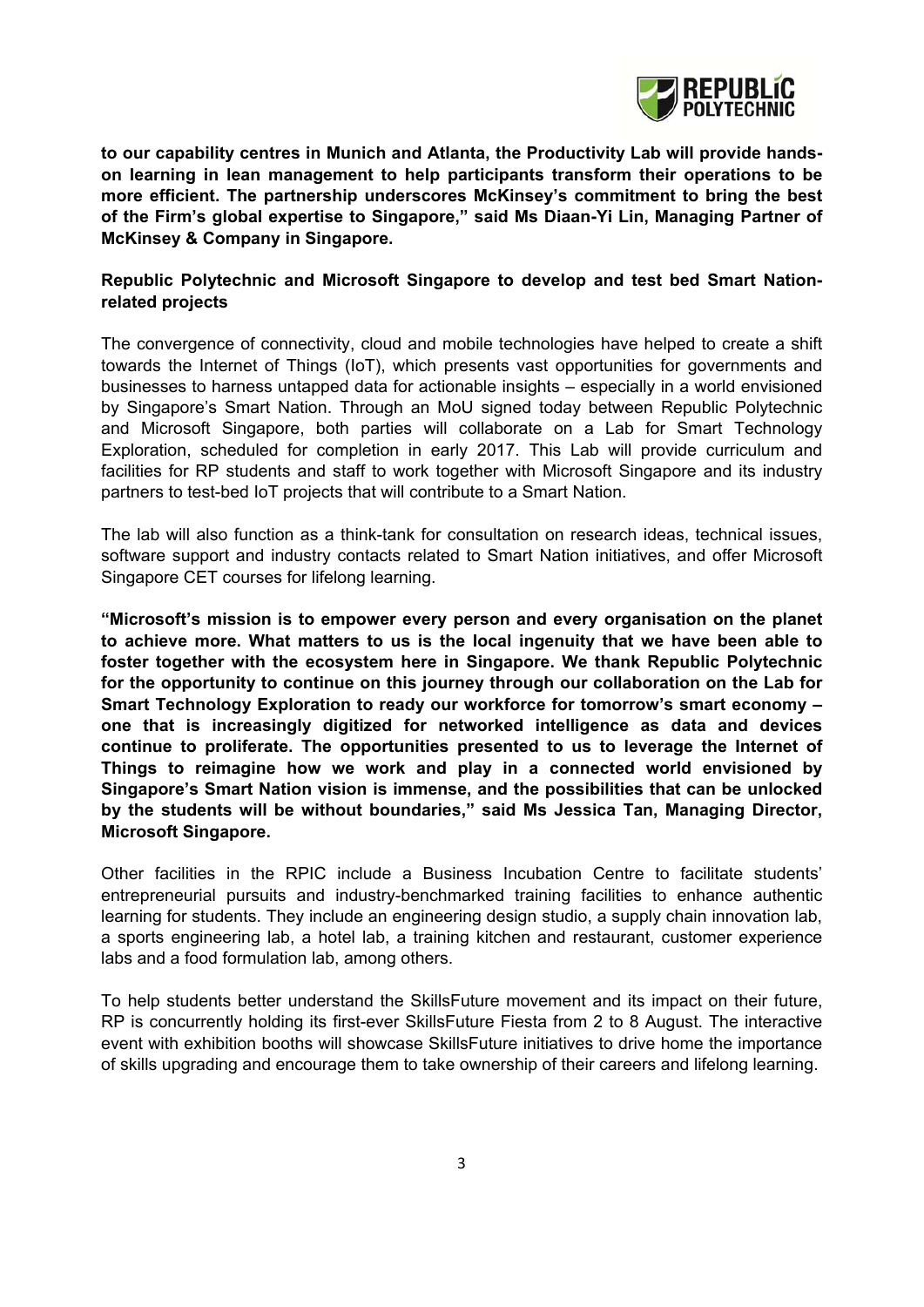**to our capability centres in Munich and Atlanta, the Productivity Lab will provide hands-on learning in lean management to help participants transform their operations to be more efficient. The partnership underscores McKinsey's commitment to bring the best of the Firm's global expertise to Singapore," said Ms Diaan-Yi Lin, Managing Partner of McKinsey & Company in Singapore.**

**Republic Polytechnic and Microsoft Singapore to develop and test bed Smart Nation-related projects**

The convergence of connectivity, cloud and mobile technologies have helped to create a shift towards the Internet of Things (IoT), which presents vast opportunities for governments and businesses to harness untapped data for actionable insights – especially in a world envisioned by Singapore's Smart Nation. Through an MoU signed today between Republic Polytechnic and Microsoft Singapore, both parties will collaborate on a Lab for Smart Technology Exploration, scheduled for completion in early 2017. This Lab will provide curriculum and facilities for RP students and staff to work together with Microsoft Singapore and its industry partners to test-bed IoT projects that will contribute to a Smart Nation.

The lab will also function as a think-tank for consultation on research ideas, technical issues, software support and industry contacts related to Smart Nation initiatives, and offer Microsoft Singapore CET courses for lifelong learning.

**"Microsoft's mission is to empower every person and every organisation on the planet to achieve more. What matters to us is the local ingenuity that we have been able to foster together with the ecosystem here in Singapore. We thank Republic Polytechnic for the opportunity to continue on this journey through our collaboration on the Lab for Smart Technology Exploration to ready our workforce for tomorrow's smart economy – one that is increasingly digitized for networked intelligence as data and devices continue to proliferate. The opportunities presented to us to leverage the Internet of Things to reimagine how we work and play in a connected world envisioned by Singapore's Smart Nation vision is immense, and the possibilities that can be unlocked by the students will be without boundaries," said Ms Jessica Tan, Managing Director, Microsoft Singapore.**

Other facilities in the RPIC include a Business Incubation Centre to facilitate students' entrepreneurial pursuits and industry-benchmarked training facilities to enhance authentic learning for students. They include an engineering design studio, a supply chain innovation lab, a sports engineering lab, a hotel lab, a training kitchen and restaurant, customer experience labs and a food formulation lab, among others.

To help students better understand the SkillsFuture movement and its impact on their future, RP is concurrently holding its first-ever SkillsFuture Fiesta from 2 to 8 August. The interactive event with exhibition booths will showcase SkillsFuture initiatives to drive home the importance of skills upgrading and encourage them to take ownership of their careers and lifelong learning.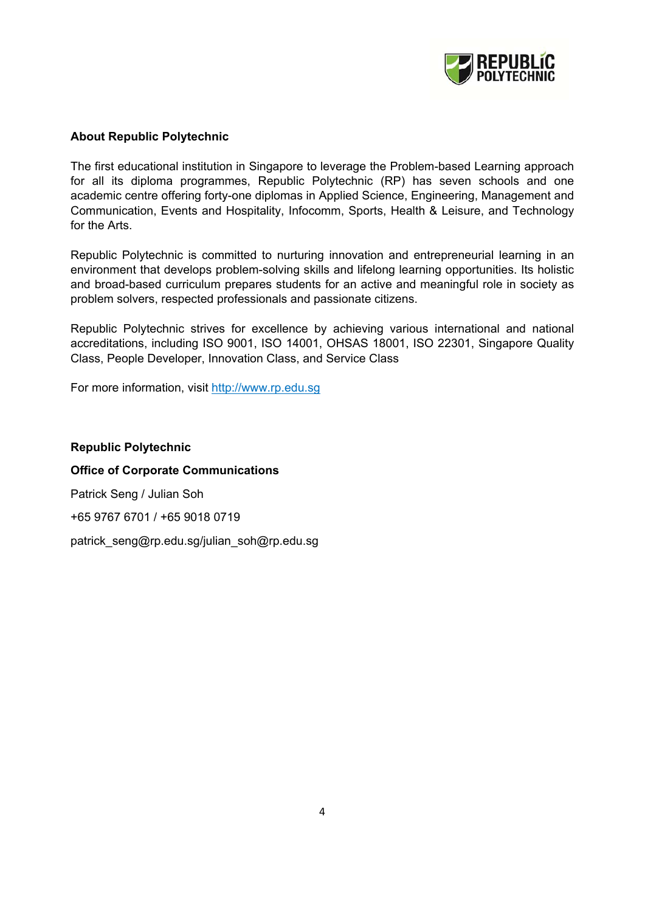**About Republic Polytechnic**

The first educational institution in Singapore to leverage the Problem-based Learning approach for all its diploma programmes, Republic Polytechnic (RP) has seven schools and one academic centre offering forty-one diplomas in Applied Science, Engineering, Management and Communication, Events and Hospitality, Infocomm, Sports, Health & Leisure, and Technology for the Arts.

Republic Polytechnic is committed to nurturing innovation and entrepreneurial learning in an environment that develops problem-solving skills and lifelong learning opportunities. Its holistic and broad-based curriculum prepares students for an active and meaningful role in society as problem solvers, respected professionals and passionate citizens.

Republic Polytechnic strives for excellence by achieving various international and national accreditations, including ISO 9001, ISO 14001, OHSAS 18001, ISO 22301, Singapore Quality Class, People Developer, Innovation Class, and Service Class

For more information, visit [http://www.rp.edu.sg](http://www.rp.edu.sg)

**Republic Polytechnic**

**Office of Corporate Communications**

Patrick Seng / Julian Soh

+65 9767 6701 / +65 9018 0719

patrick_seng@rp.edu.sg/julian_soh@rp.edu.sg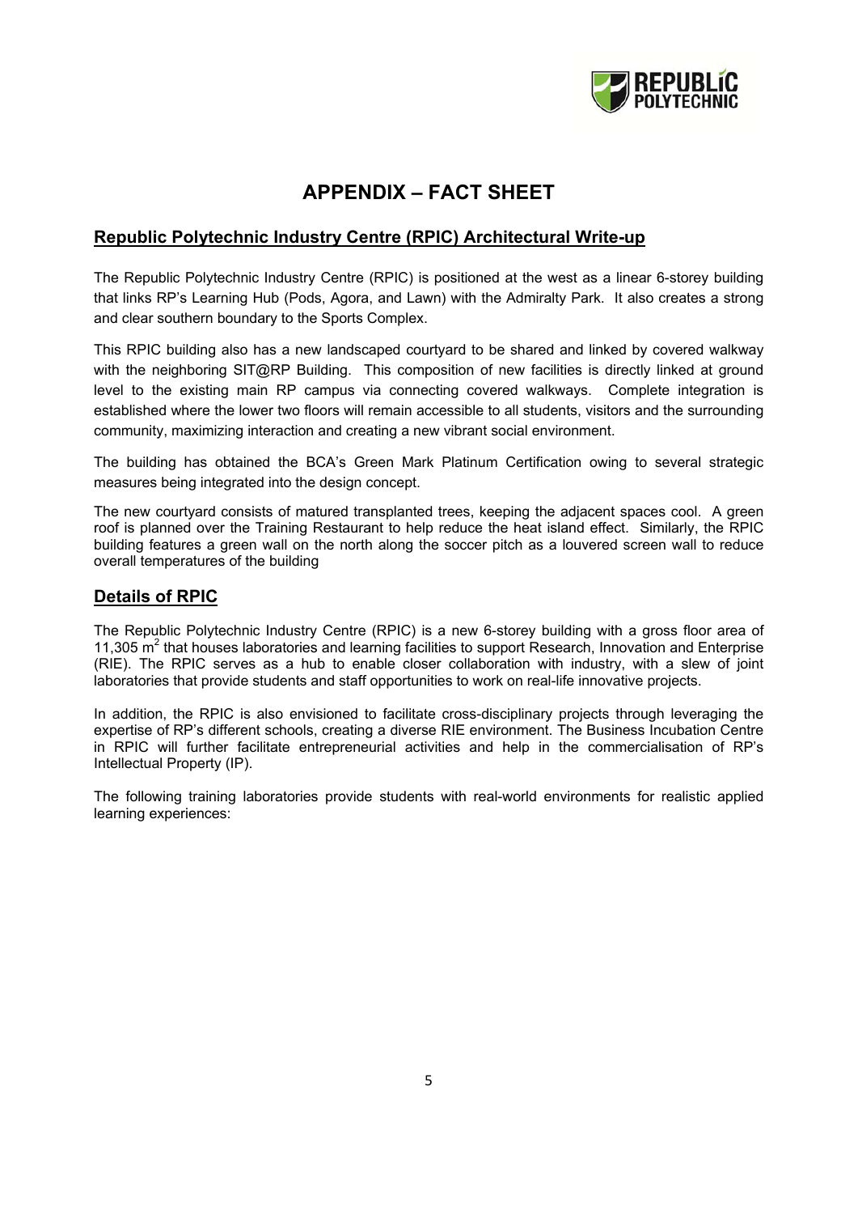# APPENDIX – FACT SHEET

## Republic Polytechnic Industry Centre (RPIC) Architectural Write-up

The Republic Polytechnic Industry Centre (RPIC) is positioned at the west as a linear 6-storey building that links RP's Learning Hub (Pods, Agora, and Lawn) with the Admiralty Park. It also creates a strong and clear southern boundary to the Sports Complex.

This RPIC building also has a new landscaped courtyard to be shared and linked by covered walkway with the neighboring SIT@RP Building. This composition of new facilities is directly linked at ground level to the existing main RP campus via connecting covered walkways. Complete integration is established where the lower two floors will remain accessible to all students, visitors and the surrounding community, maximizing interaction and creating a new vibrant social environment.

The building has obtained the BCA's Green Mark Platinum Certification owing to several strategic measures being integrated into the design concept.

The new courtyard consists of matured transplanted trees, keeping the adjacent spaces cool. A green roof is planned over the Training Restaurant to help reduce the heat island effect. Similarly, the RPIC building features a green wall on the north along the soccer pitch as a louvered screen wall to reduce overall temperatures of the building

## Details of RPIC

The Republic Polytechnic Industry Centre (RPIC) is a new 6-storey building with a gross floor area of 11,305 $m^2$ that houses laboratories and learning facilities to support Research, Innovation and Enterprise (RIE). The RPIC serves as a hub to enable closer collaboration with industry, with a slew of joint laboratories that provide students and staff opportunities to work on real-life innovative projects.

In addition, the RPIC is also envisioned to facilitate cross-disciplinary projects through leveraging the expertise of RP's different schools, creating a diverse RIE environment. The Business Incubation Centre in RPIC will further facilitate entrepreneurial activities and help in the commercialisation of RP's Intellectual Property (IP).

The following training laboratories provide students with real-world environments for realistic applied learning experiences: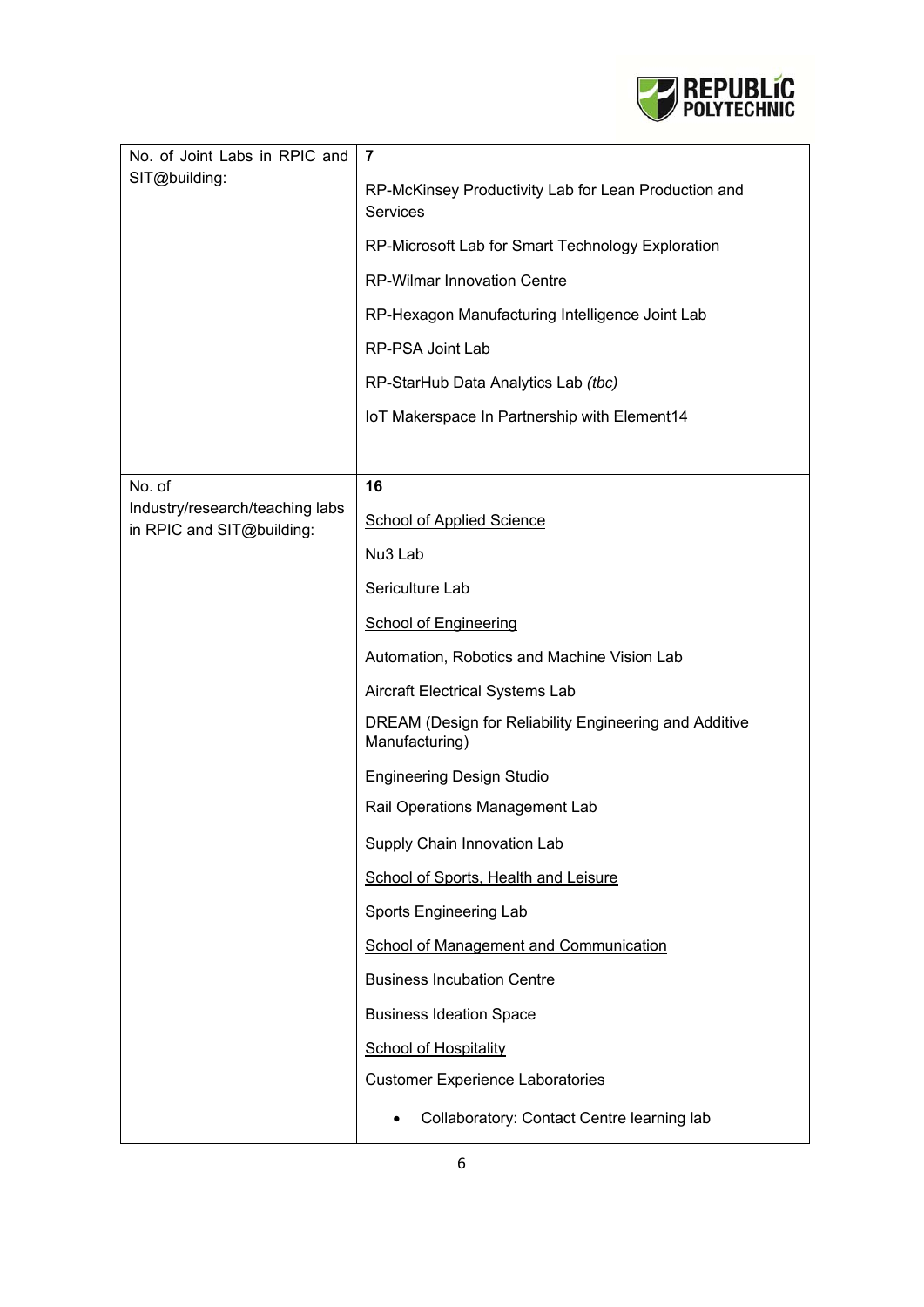| | |
|---|---|
| No. of Joint Labs in RPIC and SIT@building: | **7**<br><br>RP-McKinsey Productivity Lab for Lean Production and Services<br><br>RP-Microsoft Lab for Smart Technology Exploration<br><br>RP-Wilmar Innovation Centre<br><br>RP-Hexagon Manufacturing Intelligence Joint Lab<br><br>RP-PSA Joint Lab<br><br>RP-StarHub Data Analytics Lab *(tbc)*<br><br>IoT Makerspace In Partnership with Element14 |
| No. of Industry/research/teaching labs in RPIC and SIT@building: | **16**<br><br><u>School of Applied Science</u><br><br>Nu3 Lab<br><br>Sericulture Lab<br><br><u>School of Engineering</u><br><br>Automation, Robotics and Machine Vision Lab<br><br>Aircraft Electrical Systems Lab<br><br>DREAM (Design for Reliability Engineering and Additive Manufacturing)<br><br>Engineering Design Studio<br><br>Rail Operations Management Lab<br><br>Supply Chain Innovation Lab<br><br><u>School of Sports, Health and Leisure</u><br><br>Sports Engineering Lab<br><br><u>School of Management and Communication</u><br><br>Business Incubation Centre<br><br>Business Ideation Space<br><br><u>School of Hospitality</u><br><br>Customer Experience Laboratories<br><br>• Collaboratory: Contact Centre learning lab |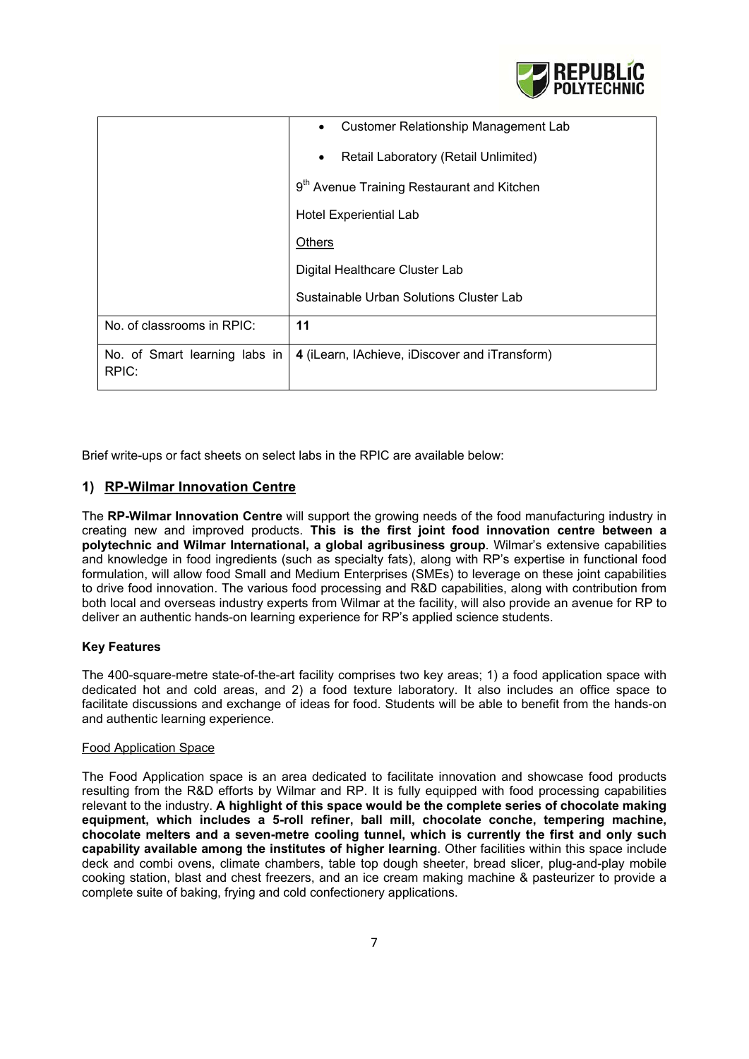| | |
|---|---|
| | • Customer Relationship Management Lab<br>• Retail Laboratory (Retail Unlimited)<br>9th Avenue Training Restaurant and Kitchen<br>Hotel Experiential Lab<br><u>Others</u><br>Digital Healthcare Cluster Lab<br>Sustainable Urban Solutions Cluster Lab |
| No. of classrooms in RPIC: | **11** |
| No. of Smart learning labs in RPIC: | **4** (iLearn, IAchieve, iDiscover and iTransform) |

Brief write-ups or fact sheets on select labs in the RPIC are available below:

## 1) RP-Wilmar Innovation Centre

The **RP-Wilmar Innovation Centre** will support the growing needs of the food manufacturing industry in creating new and improved products. **This is the first joint food innovation centre between a polytechnic and Wilmar International, a global agribusiness group**. Wilmar's extensive capabilities and knowledge in food ingredients (such as specialty fats), along with RP's expertise in functional food formulation, will allow food Small and Medium Enterprises (SMEs) to leverage on these joint capabilities to drive food innovation. The various food processing and R&D capabilities, along with contribution from both local and overseas industry experts from Wilmar at the facility, will also provide an avenue for RP to deliver an authentic hands-on learning experience for RP's applied science students.

### Key Features

The 400-square-metre state-of-the-art facility comprises two key areas; 1) a food application space with dedicated hot and cold areas, and 2) a food texture laboratory. It also includes an office space to facilitate discussions and exchange of ideas for food. Students will be able to benefit from the hands-on and authentic learning experience.

<u>Food Application Space</u>

The Food Application space is an area dedicated to facilitate innovation and showcase food products resulting from the R&D efforts by Wilmar and RP. It is fully equipped with food processing capabilities relevant to the industry. **A highlight of this space would be the complete series of chocolate making equipment, which includes a 5-roll refiner, ball mill, chocolate conche, tempering machine, chocolate melters and a seven-metre cooling tunnel, which is currently the first and only such capability available among the institutes of higher learning**. Other facilities within this space include deck and combi ovens, climate chambers, table top dough sheeter, bread slicer, plug-and-play mobile cooking station, blast and chest freezers, and an ice cream making machine & pasteurizer to provide a complete suite of baking, frying and cold confectionery applications.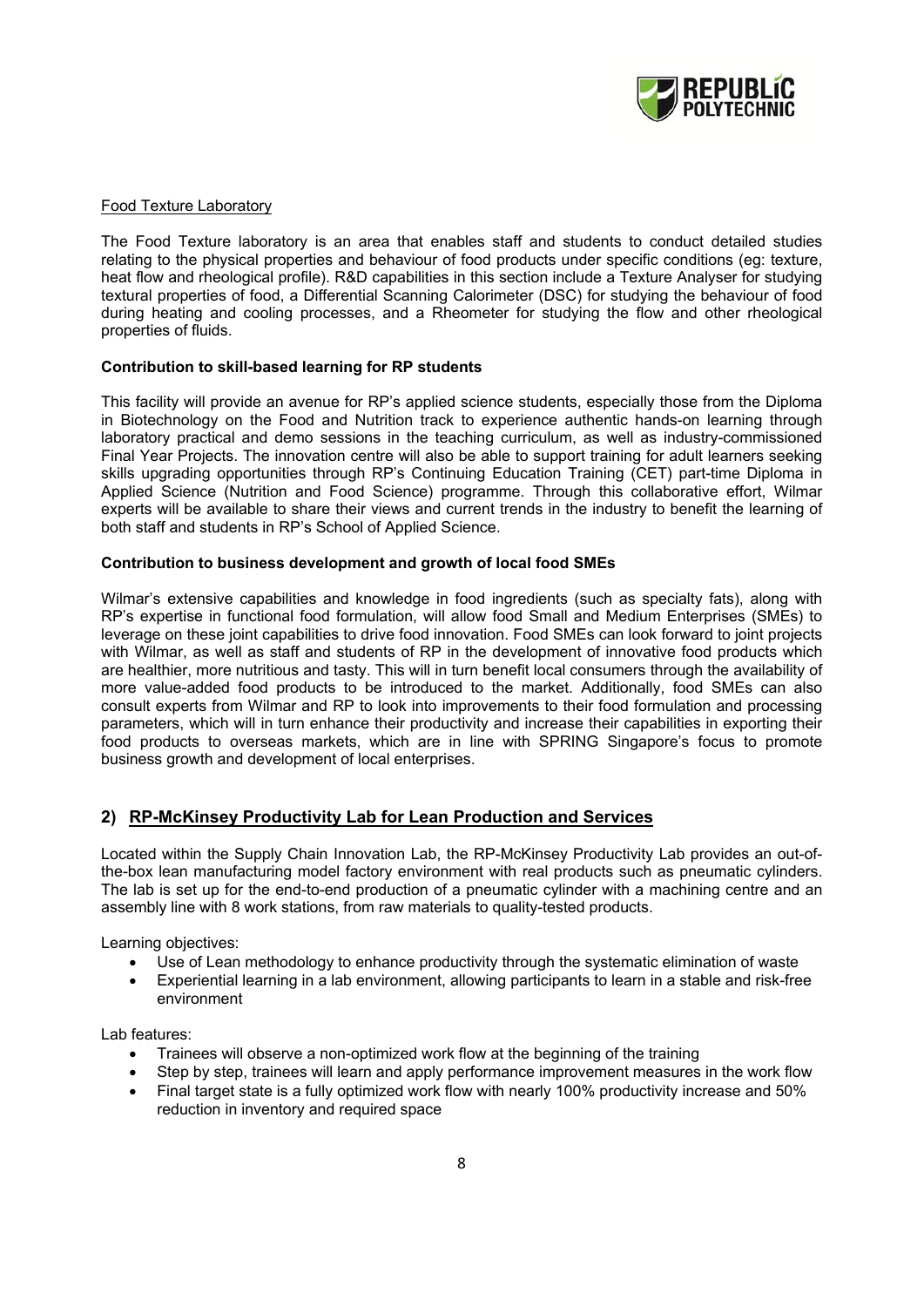Food Texture Laboratory

The Food Texture laboratory is an area that enables staff and students to conduct detailed studies relating to the physical properties and behaviour of food products under specific conditions (eg: texture, heat flow and rheological profile). R&D capabilities in this section include a Texture Analyser for studying textural properties of food, a Differential Scanning Calorimeter (DSC) for studying the behaviour of food during heating and cooling processes, and a Rheometer for studying the flow and other rheological properties of fluids.

**Contribution to skill-based learning for RP students**

This facility will provide an avenue for RP's applied science students, especially those from the Diploma in Biotechnology on the Food and Nutrition track to experience authentic hands-on learning through laboratory practical and demo sessions in the teaching curriculum, as well as industry-commissioned Final Year Projects. The innovation centre will also be able to support training for adult learners seeking skills upgrading opportunities through RP's Continuing Education Training (CET) part-time Diploma in Applied Science (Nutrition and Food Science) programme. Through this collaborative effort, Wilmar experts will be available to share their views and current trends in the industry to benefit the learning of both staff and students in RP's School of Applied Science.

**Contribution to business development and growth of local food SMEs**

Wilmar's extensive capabilities and knowledge in food ingredients (such as specialty fats), along with RP's expertise in functional food formulation, will allow food Small and Medium Enterprises (SMEs) to leverage on these joint capabilities to drive food innovation. Food SMEs can look forward to joint projects with Wilmar, as well as staff and students of RP in the development of innovative food products which are healthier, more nutritious and tasty. This will in turn benefit local consumers through the availability of more value-added food products to be introduced to the market. Additionally, food SMEs can also consult experts from Wilmar and RP to look into improvements to their food formulation and processing parameters, which will in turn enhance their productivity and increase their capabilities in exporting their food products to overseas markets, which are in line with SPRING Singapore's focus to promote business growth and development of local enterprises.

## 2) RP-McKinsey Productivity Lab for Lean Production and Services

Located within the Supply Chain Innovation Lab, the RP-McKinsey Productivity Lab provides an out-of-the-box lean manufacturing model factory environment with real products such as pneumatic cylinders. The lab is set up for the end-to-end production of a pneumatic cylinder with a machining centre and an assembly line with 8 work stations, from raw materials to quality-tested products.

Learning objectives:

- Use of Lean methodology to enhance productivity through the systematic elimination of waste
- Experiential learning in a lab environment, allowing participants to learn in a stable and risk-free environment

Lab features:

- Trainees will observe a non-optimized work flow at the beginning of the training
- Step by step, trainees will learn and apply performance improvement measures in the work flow
- Final target state is a fully optimized work flow with nearly 100% productivity increase and 50% reduction in inventory and required space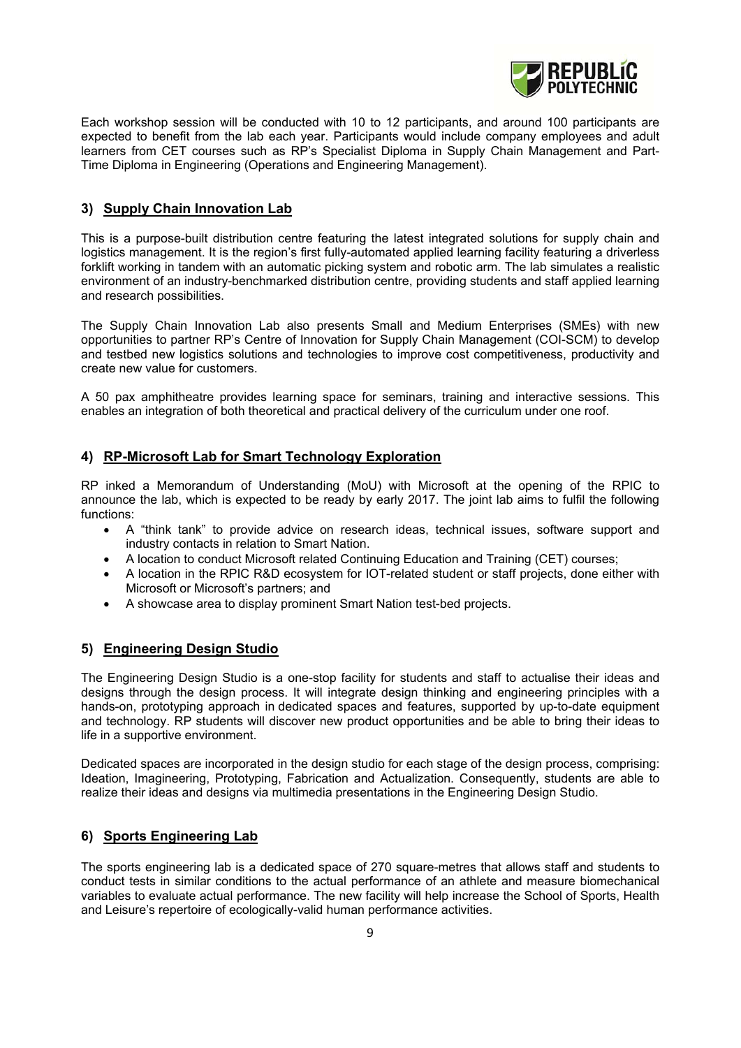Each workshop session will be conducted with 10 to 12 participants, and around 100 participants are expected to benefit from the lab each year. Participants would include company employees and adult learners from CET courses such as RP's Specialist Diploma in Supply Chain Management and Part-Time Diploma in Engineering (Operations and Engineering Management).

## 3) Supply Chain Innovation Lab

This is a purpose-built distribution centre featuring the latest integrated solutions for supply chain and logistics management. It is the region's first fully-automated applied learning facility featuring a driverless forklift working in tandem with an automatic picking system and robotic arm. The lab simulates a realistic environment of an industry-benchmarked distribution centre, providing students and staff applied learning and research possibilities.

The Supply Chain Innovation Lab also presents Small and Medium Enterprises (SMEs) with new opportunities to partner RP's Centre of Innovation for Supply Chain Management (COI-SCM) to develop and testbed new logistics solutions and technologies to improve cost competitiveness, productivity and create new value for customers.

A 50 pax amphitheatre provides learning space for seminars, training and interactive sessions. This enables an integration of both theoretical and practical delivery of the curriculum under one roof.

## 4) RP-Microsoft Lab for Smart Technology Exploration

RP inked a Memorandum of Understanding (MoU) with Microsoft at the opening of the RPIC to announce the lab, which is expected to be ready by early 2017. The joint lab aims to fulfil the following functions:

- A "think tank" to provide advice on research ideas, technical issues, software support and industry contacts in relation to Smart Nation.
- A location to conduct Microsoft related Continuing Education and Training (CET) courses;
- A location in the RPIC R&D ecosystem for IOT-related student or staff projects, done either with Microsoft or Microsoft's partners; and
- A showcase area to display prominent Smart Nation test-bed projects.

## 5) Engineering Design Studio

The Engineering Design Studio is a one-stop facility for students and staff to actualise their ideas and designs through the design process. It will integrate design thinking and engineering principles with a hands-on, prototyping approach in dedicated spaces and features, supported by up-to-date equipment and technology. RP students will discover new product opportunities and be able to bring their ideas to life in a supportive environment.

Dedicated spaces are incorporated in the design studio for each stage of the design process, comprising: Ideation, Imagineering, Prototyping, Fabrication and Actualization. Consequently, students are able to realize their ideas and designs via multimedia presentations in the Engineering Design Studio.

## 6) Sports Engineering Lab

The sports engineering lab is a dedicated space of 270 square-metres that allows staff and students to conduct tests in similar conditions to the actual performance of an athlete and measure biomechanical variables to evaluate actual performance. The new facility will help increase the School of Sports, Health and Leisure's repertoire of ecologically-valid human performance activities.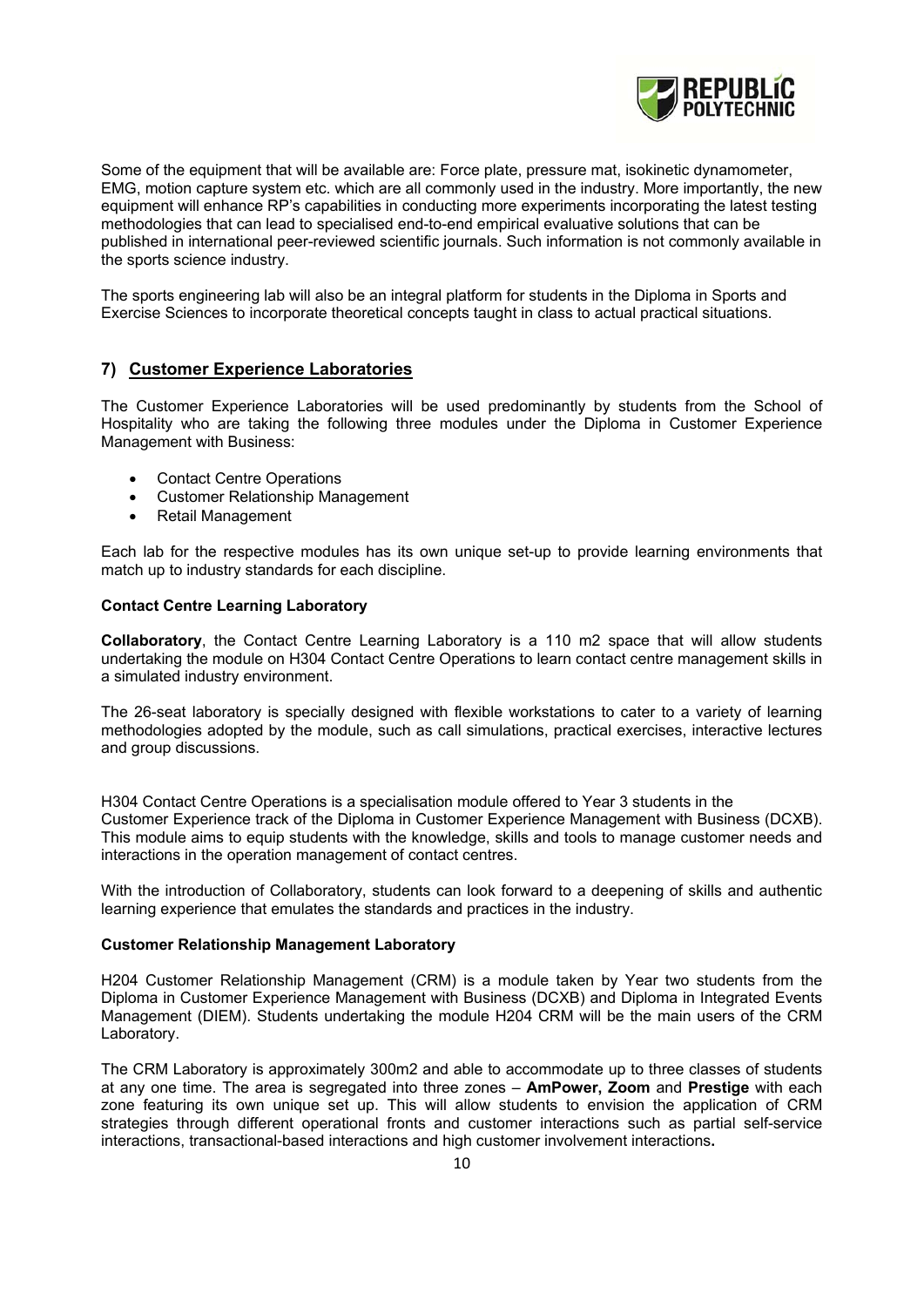Some of the equipment that will be available are: Force plate, pressure mat, isokinetic dynamometer, EMG, motion capture system etc. which are all commonly used in the industry. More importantly, the new equipment will enhance RP's capabilities in conducting more experiments incorporating the latest testing methodologies that can lead to specialised end-to-end empirical evaluative solutions that can be published in international peer-reviewed scientific journals. Such information is not commonly available in the sports science industry.

The sports engineering lab will also be an integral platform for students in the Diploma in Sports and Exercise Sciences to incorporate theoretical concepts taught in class to actual practical situations.

## 7) Customer Experience Laboratories

The Customer Experience Laboratories will be used predominantly by students from the School of Hospitality who are taking the following three modules under the Diploma in Customer Experience Management with Business:

- Contact Centre Operations
- Customer Relationship Management
- Retail Management

Each lab for the respective modules has its own unique set-up to provide learning environments that match up to industry standards for each discipline.

### Contact Centre Learning Laboratory

**Collaboratory**, the Contact Centre Learning Laboratory is a 110 m2 space that will allow students undertaking the module on H304 Contact Centre Operations to learn contact centre management skills in a simulated industry environment.

The 26-seat laboratory is specially designed with flexible workstations to cater to a variety of learning methodologies adopted by the module, such as call simulations, practical exercises, interactive lectures and group discussions.

H304 Contact Centre Operations is a specialisation module offered to Year 3 students in the Customer Experience track of the Diploma in Customer Experience Management with Business (DCXB). This module aims to equip students with the knowledge, skills and tools to manage customer needs and interactions in the operation management of contact centres.

With the introduction of Collaboratory, students can look forward to a deepening of skills and authentic learning experience that emulates the standards and practices in the industry.

### Customer Relationship Management Laboratory

H204 Customer Relationship Management (CRM) is a module taken by Year two students from the Diploma in Customer Experience Management with Business (DCXB) and Diploma in Integrated Events Management (DIEM). Students undertaking the module H204 CRM will be the main users of the CRM Laboratory.

The CRM Laboratory is approximately 300m2 and able to accommodate up to three classes of students at any one time. The area is segregated into three zones – **AmPower, Zoom** and **Prestige** with each zone featuring its own unique set up. This will allow students to envision the application of CRM strategies through different operational fronts and customer interactions such as partial self-service interactions, transactional-based interactions and high customer involvement interactions**.**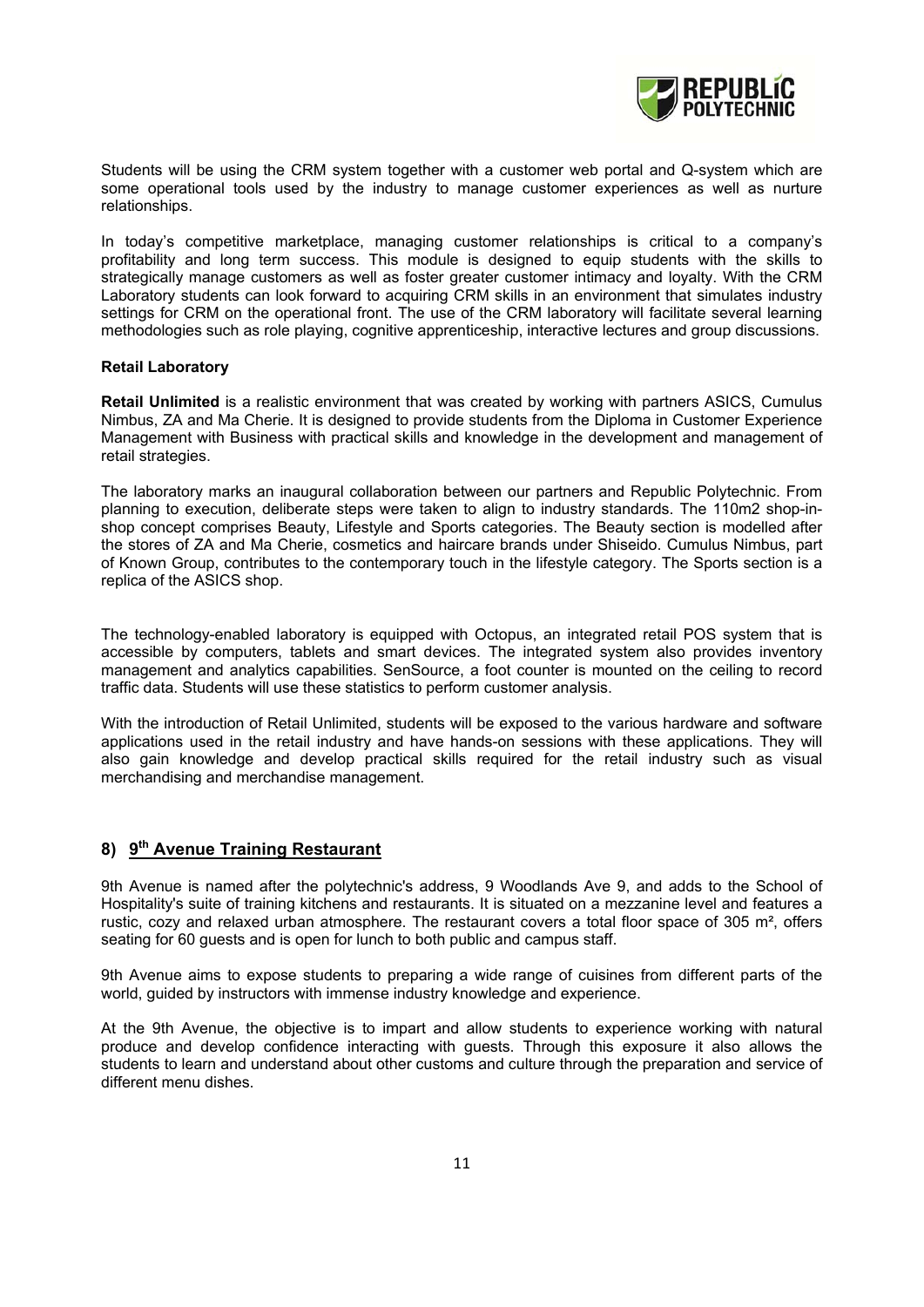Students will be using the CRM system together with a customer web portal and Q-system which are some operational tools used by the industry to manage customer experiences as well as nurture relationships.

In today's competitive marketplace, managing customer relationships is critical to a company's profitability and long term success. This module is designed to equip students with the skills to strategically manage customers as well as foster greater customer intimacy and loyalty. With the CRM Laboratory students can look forward to acquiring CRM skills in an environment that simulates industry settings for CRM on the operational front. The use of the CRM laboratory will facilitate several learning methodologies such as role playing, cognitive apprenticeship, interactive lectures and group discussions.

**Retail Laboratory**

**Retail Unlimited** is a realistic environment that was created by working with partners ASICS, Cumulus Nimbus, ZA and Ma Cherie. It is designed to provide students from the Diploma in Customer Experience Management with Business with practical skills and knowledge in the development and management of retail strategies.

The laboratory marks an inaugural collaboration between our partners and Republic Polytechnic. From planning to execution, deliberate steps were taken to align to industry standards. The 110m2 shop-in-shop concept comprises Beauty, Lifestyle and Sports categories. The Beauty section is modelled after the stores of ZA and Ma Cherie, cosmetics and haircare brands under Shiseido. Cumulus Nimbus, part of Known Group, contributes to the contemporary touch in the lifestyle category. The Sports section is a replica of the ASICS shop.

The technology-enabled laboratory is equipped with Octopus, an integrated retail POS system that is accessible by computers, tablets and smart devices. The integrated system also provides inventory management and analytics capabilities. SenSource, a foot counter is mounted on the ceiling to record traffic data. Students will use these statistics to perform customer analysis.

With the introduction of Retail Unlimited, students will be exposed to the various hardware and software applications used in the retail industry and have hands-on sessions with these applications. They will also gain knowledge and develop practical skills required for the retail industry such as visual merchandising and merchandise management.

## 8) 9th Avenue Training Restaurant

9th Avenue is named after the polytechnic's address, 9 Woodlands Ave 9, and adds to the School of Hospitality's suite of training kitchens and restaurants. It is situated on a mezzanine level and features a rustic, cozy and relaxed urban atmosphere. The restaurant covers a total floor space of 305 m², offers seating for 60 guests and is open for lunch to both public and campus staff.

9th Avenue aims to expose students to preparing a wide range of cuisines from different parts of the world, guided by instructors with immense industry knowledge and experience.

At the 9th Avenue, the objective is to impart and allow students to experience working with natural produce and develop confidence interacting with guests. Through this exposure it also allows the students to learn and understand about other customs and culture through the preparation and service of different menu dishes.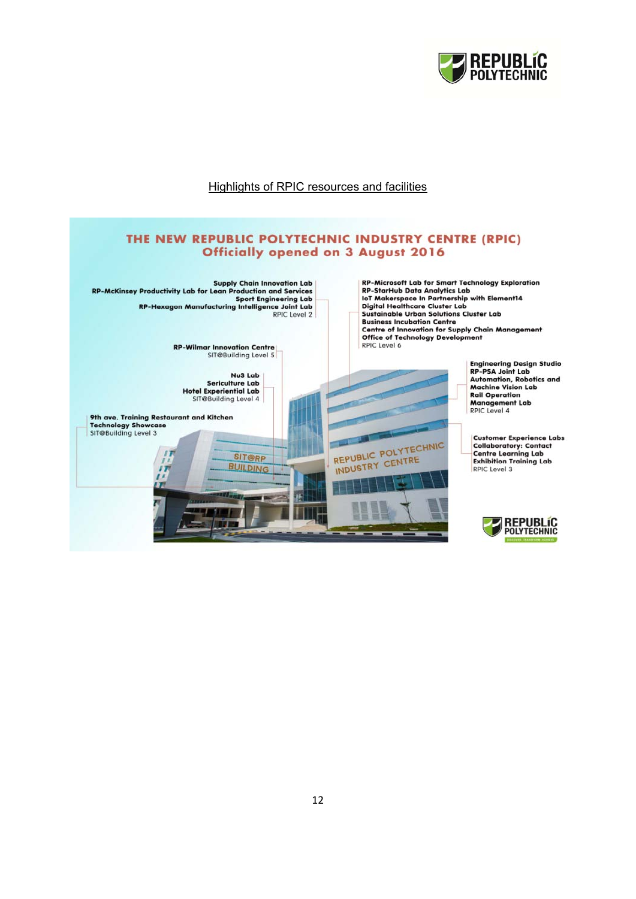Highlights of RPIC resources and facilities

THE NEW REPUBLIC POLYTECHNIC INDUSTRY CENTRE (RPIC)
Officially opened on 3 August 2016

Supply Chain Innovation Lab
RP-McKinsey Productivity Lab for Lean Production and Services
Sport Engineering Lab
RP-Hexagon Manufacturing Intelligence Joint Lab
RPIC Level 2

RP-Microsoft Lab for Smart Technology Exploration
RP-StarHub Data Analytics Lab
IoT Makerspace In Partnership with Element14
Digital Healthcare Cluster Lab
Sustainable Urban Solutions Cluster Lab
Business Incubation Centre
Centre of Innovation for Supply Chain Management
Office of Technology Development
RPIC Level 6

RP-Wilmar Innovation Centre
SIT@Building Level 5

Nu3 Lab
Sericulture Lab
Hotel Experiential Lab
SIT@Building Level 4

9th ave. Training Restaurant and Kitchen Technology Showcase
SIT@Building Level 3

Engineering Design Studio
RP-PSA Joint Lab
Automation, Robotics and Machine Vision Lab
Rail Operation Management Lab
RPIC Level 4

Customer Experience Labs
Collaboratory: Contact Centre Learning Lab
Exhibition Training Lab
RPIC Level 3

SIT@RP BUILDING

REPUBLIC POLYTECHNIC INDUSTRY CENTRE